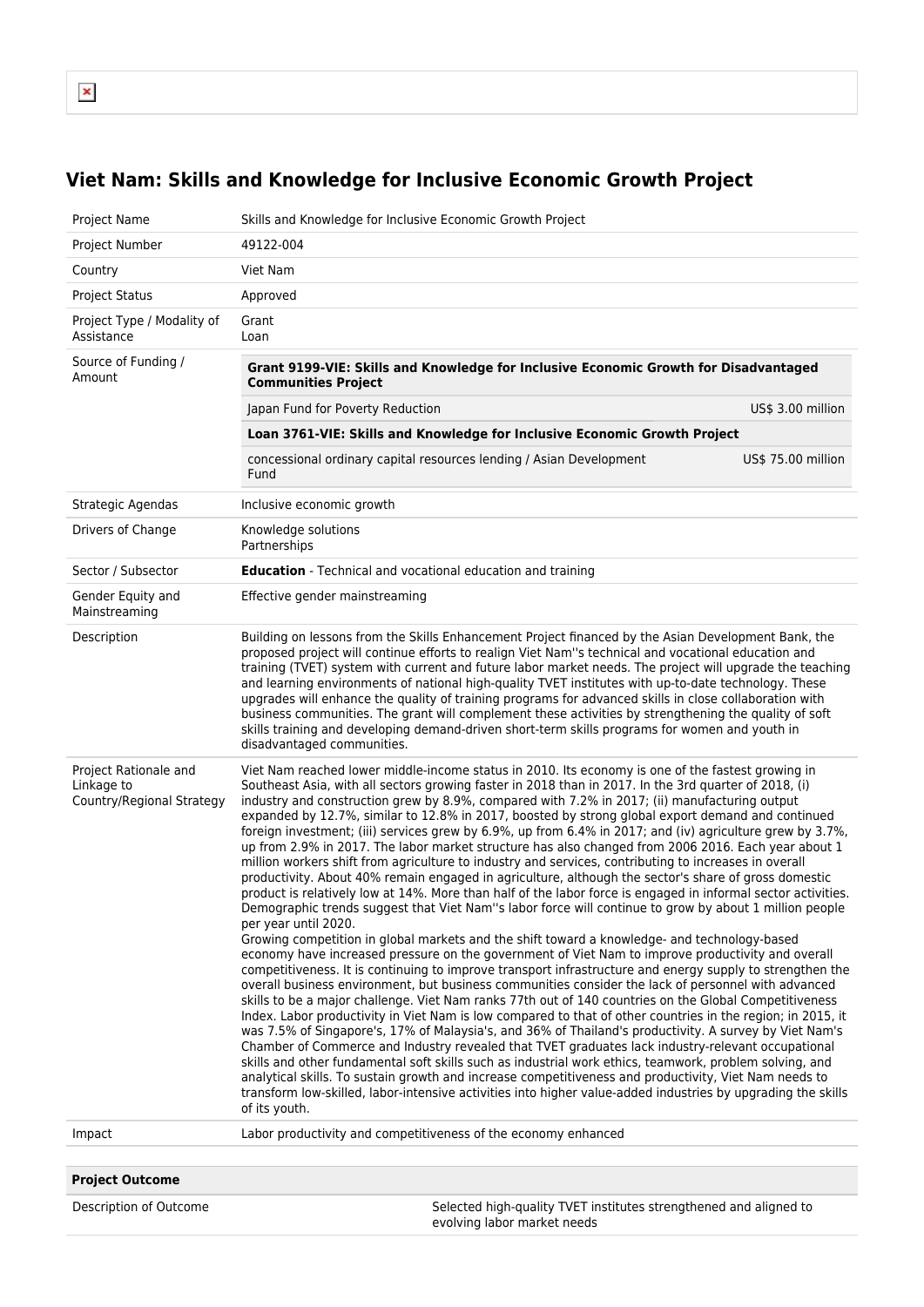# Viet Nam: Skills and Knowledge for Inclusive Economic Growth Project

| | |
|---|---|
| Project Name | Skills and Knowledge for Inclusive Economic Growth Project |
| Project Number | 49122-004 |
| Country | Viet Nam |
| Project Status | Approved |
| Project Type / Modality of Assistance | Grant<br>Loan |
| Source of Funding / Amount | **Grant 9199-VIE: Skills and Knowledge for Inclusive Economic Growth for Disadvantaged Communities Project**<br>Japan Fund for Poverty Reduction — US$ 3.00 million<br>**Loan 3761-VIE: Skills and Knowledge for Inclusive Economic Growth Project**<br>concessional ordinary capital resources lending / Asian Development Fund — US$ 75.00 million |
| Strategic Agendas | Inclusive economic growth |
| Drivers of Change | Knowledge solutions<br>Partnerships |
| Sector / Subsector | **Education** - Technical and vocational education and training |
| Gender Equity and Mainstreaming | Effective gender mainstreaming |
| Description | Building on lessons from the Skills Enhancement Project financed by the Asian Development Bank, the proposed project will continue efforts to realign Viet Nam''s technical and vocational education and training (TVET) system with current and future labor market needs. The project will upgrade the teaching and learning environments of national high-quality TVET institutes with up-to-date technology. These upgrades will enhance the quality of training programs for advanced skills in close collaboration with business communities. The grant will complement these activities by strengthening the quality of soft skills training and developing demand-driven short-term skills programs for women and youth in disadvantaged communities. |
| Project Rationale and Linkage to Country/Regional Strategy | Viet Nam reached lower middle-income status in 2010. Its economy is one of the fastest growing in Southeast Asia, with all sectors growing faster in 2018 than in 2017. In the 3rd quarter of 2018, (i) industry and construction grew by 8.9%, compared with 7.2% in 2017; (ii) manufacturing output expanded by 12.7%, similar to 12.8% in 2017, boosted by strong global export demand and continued foreign investment; (iii) services grew by 6.9%, up from 6.4% in 2017; and (iv) agriculture grew by 3.7%, up from 2.9% in 2017. The labor market structure has also changed from 2006 2016. Each year about 1 million workers shift from agriculture to industry and services, contributing to increases in overall productivity. About 40% remain engaged in agriculture, although the sector's share of gross domestic product is relatively low at 14%. More than half of the labor force is engaged in informal sector activities. Demographic trends suggest that Viet Nam''s labor force will continue to grow by about 1 million people per year until 2020.<br>Growing competition in global markets and the shift toward a knowledge- and technology-based economy have increased pressure on the government of Viet Nam to improve productivity and overall competitiveness. It is continuing to improve transport infrastructure and energy supply to strengthen the overall business environment, but business communities consider the lack of personnel with advanced skills to be a major challenge. Viet Nam ranks 77th out of 140 countries on the Global Competitiveness Index. Labor productivity in Viet Nam is low compared to that of other countries in the region; in 2015, it was 7.5% of Singapore's, 17% of Malaysia's, and 36% of Thailand's productivity. A survey by Viet Nam's Chamber of Commerce and Industry revealed that TVET graduates lack industry-relevant occupational skills and other fundamental soft skills such as industrial work ethics, teamwork, problem solving, and analytical skills. To sustain growth and increase competitiveness and productivity, Viet Nam needs to transform low-skilled, labor-intensive activities into higher value-added industries by upgrading the skills of its youth. |
| Impact | Labor productivity and competitiveness of the economy enhanced |

| **Project Outcome** | |
|---|---|
| Description of Outcome | Selected high-quality TVET institutes strengthened and aligned to evolving labor market needs |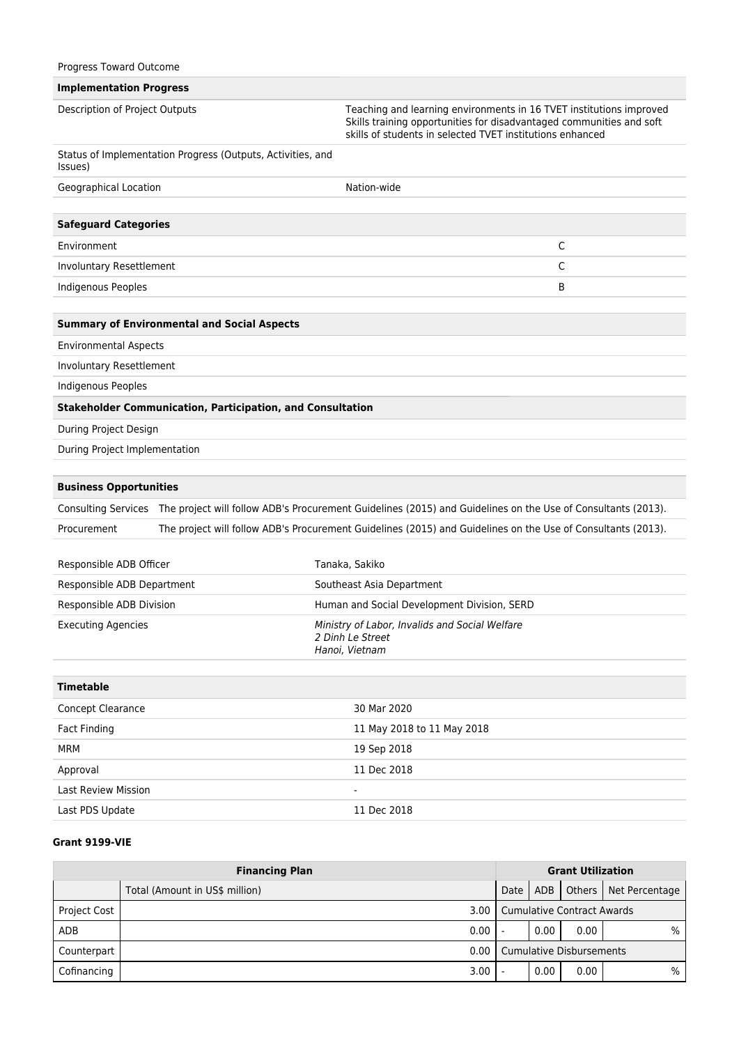Progress Toward Outcome

| **Implementation Progress** | |
|---|---|
| Description of Project Outputs | Teaching and learning environments in 16 TVET institutions improved<br>Skills training opportunities for disadvantaged communities and soft skills of students in selected TVET institutions enhanced |
| Status of Implementation Progress (Outputs, Activities, and Issues) | |
| Geographical Location | Nation-wide |

| **Safeguard Categories** | |
|---|---|
| Environment | C |
| Involuntary Resettlement | C |
| Indigenous Peoples | B |

| **Summary of Environmental and Social Aspects** | |
|---|---|
| Environmental Aspects | |
| Involuntary Resettlement | |
| Indigenous Peoples | |
| **Stakeholder Communication, Participation, and Consultation** | |
| During Project Design | |
| During Project Implementation | |

| **Business Opportunities** | |
|---|---|
| Consulting Services | The project will follow ADB's Procurement Guidelines (2015) and Guidelines on the Use of Consultants (2013). |
| Procurement | The project will follow ADB's Procurement Guidelines (2015) and Guidelines on the Use of Consultants (2013). |

| | |
|---|---|
| Responsible ADB Officer | Tanaka, Sakiko |
| Responsible ADB Department | Southeast Asia Department |
| Responsible ADB Division | Human and Social Development Division, SERD |
| Executing Agencies | *Ministry of Labor, Invalids and Social Welfare<br>2 Dinh Le Street<br>Hanoi, Vietnam* |

| **Timetable** | |
|---|---|
| Concept Clearance | 30 Mar 2020 |
| Fact Finding | 11 May 2018 to 11 May 2018 |
| MRM | 19 Sep 2018 |
| Approval | 11 Dec 2018 |
| Last Review Mission | - |
| Last PDS Update | 11 Dec 2018 |

**Grant 9199-VIE**

| **Financing Plan** | | **Grant Utilization** | | | |
|---|---|---|---|---|---|
| | Total (Amount in US$ million) | Date | ADB | Others | Net Percentage |
| Project Cost | 3.00 | Cumulative Contract Awards | | | |
| ADB | 0.00 | - | 0.00 | 0.00 | % |
| Counterpart | 0.00 | Cumulative Disbursements | | | |
| Cofinancing | 3.00 | - | 0.00 | 0.00 | % |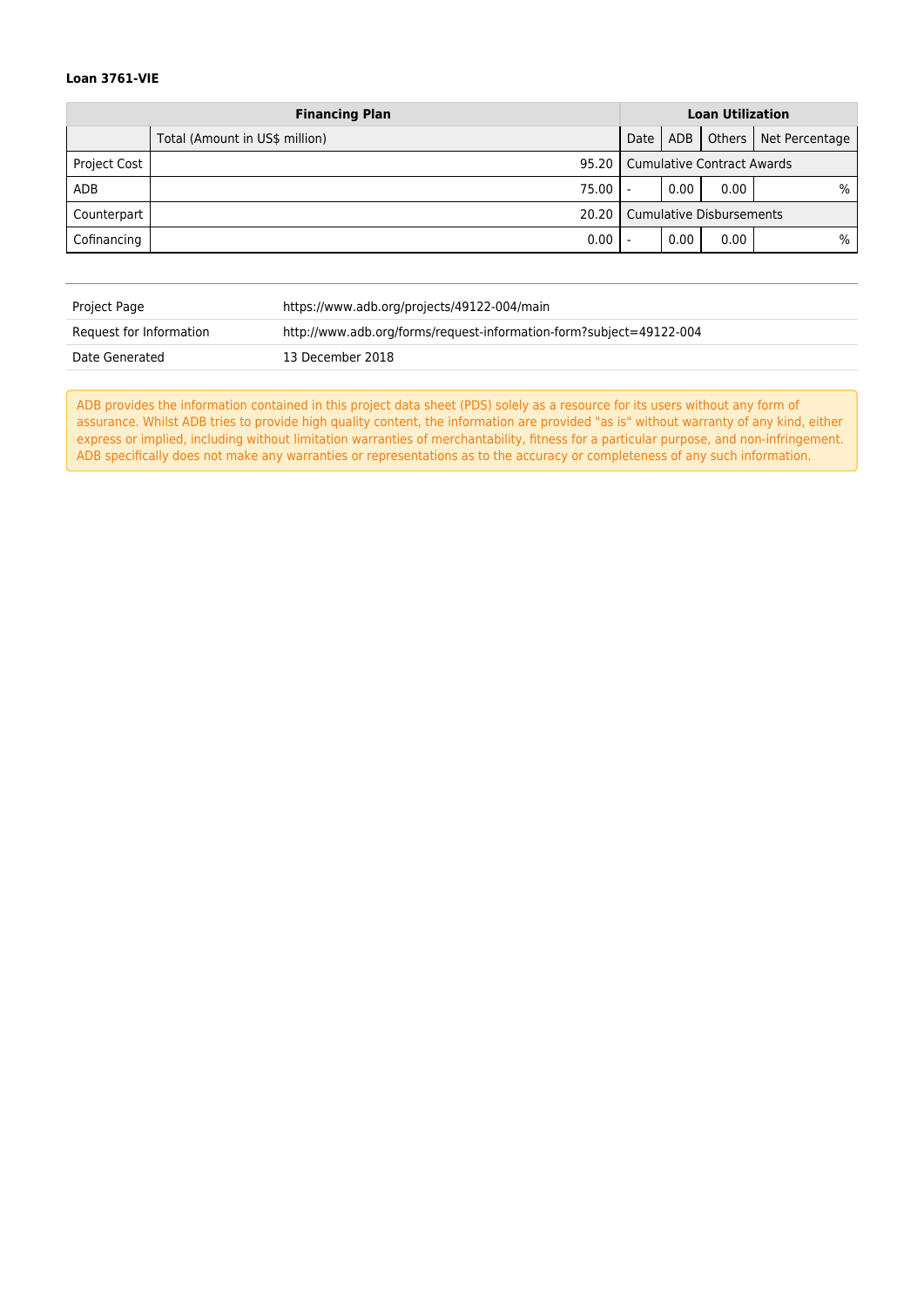**Loan 3761-VIE**

| Financing Plan | | | Loan Utilization | | | |
|---|---|---|---|---|---|---|
| | Total (Amount in US$ million) | | Date | ADB | Others | Net Percentage |
| Project Cost | 95.20 | | Cumulative Contract Awards | | | |
| ADB | 75.00 | | - | 0.00 | 0.00 | % |
| Counterpart | 20.20 | | Cumulative Disbursements | | | |
| Cofinancing | 0.00 | | - | 0.00 | 0.00 | % |

| | |
|---|---|
| Project Page | https://www.adb.org/projects/49122-004/main |
| Request for Information | http://www.adb.org/forms/request-information-form?subject=49122-004 |
| Date Generated | 13 December 2018 |

ADB provides the information contained in this project data sheet (PDS) solely as a resource for its users without any form of assurance. Whilst ADB tries to provide high quality content, the information are provided "as is" without warranty of any kind, either express or implied, including without limitation warranties of merchantability, fitness for a particular purpose, and non-infringement. ADB specifically does not make any warranties or representations as to the accuracy or completeness of any such information.